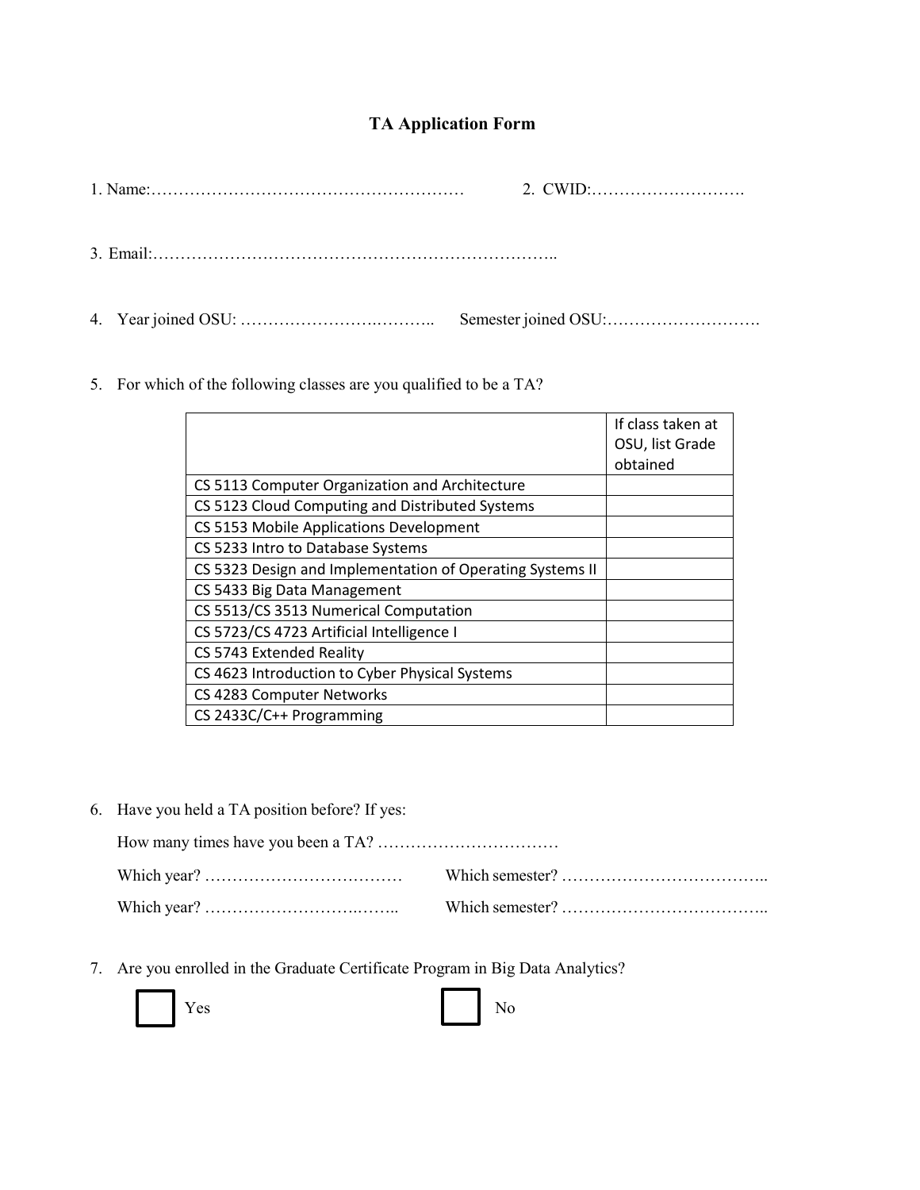# TA Application Form

1. Name:…………………………………………………  2. CWID:……………………….

3. Email:………………………………………………………………..

4. Year joined OSU: ……………………….……….. Semester joined OSU:……………………….

5. For which of the following classes are you qualified to be a TA?

| | If class taken at OSU, list Grade obtained |
|---|---|
| CS 5113 Computer Organization and Architecture | |
| CS 5123 Cloud Computing and Distributed Systems | |
| CS 5153 Mobile Applications Development | |
| CS 5233 Intro to Database Systems | |
| CS 5323 Design and Implementation of Operating Systems II | |
| CS 5433 Big Data Management | |
| CS 5513/CS 3513 Numerical Computation | |
| CS 5723/CS 4723 Artificial Intelligence I | |
| CS 5743 Extended Reality | |
| CS 4623 Introduction to Cyber Physical Systems | |
| CS 4283 Computer Networks | |
| CS 2433C/C++ Programming | |

6. Have you held a TA position before? If yes:

   How many times have you been a TA? ……………………………

   Which year? ……………………………… Which semester? ………………………………..

   Which year? …………………….…….. Which semester? ………………………………..

7. Are you enrolled in the Graduate Certificate Program in Big Data Analytics?

   ☐ Yes ☐ No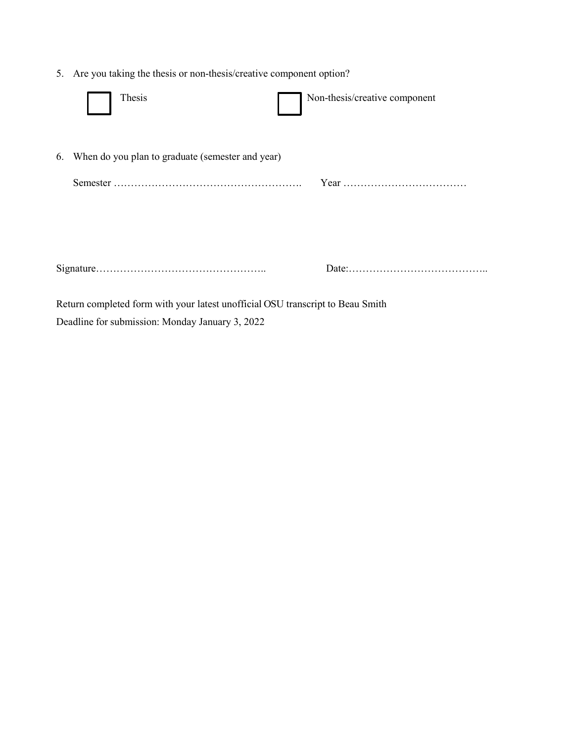5. Are you taking the thesis or non-thesis/creative component option?

☐ Thesis ☐ Non-thesis/creative component

6. When do you plan to graduate (semester and year)

Semester ………………………………………………. Year ………………………………

Signature………………………………………….. Date:…………………………………..

Return completed form with your latest unofficial OSU transcript to Beau Smith

Deadline for submission: Monday January 3, 2022